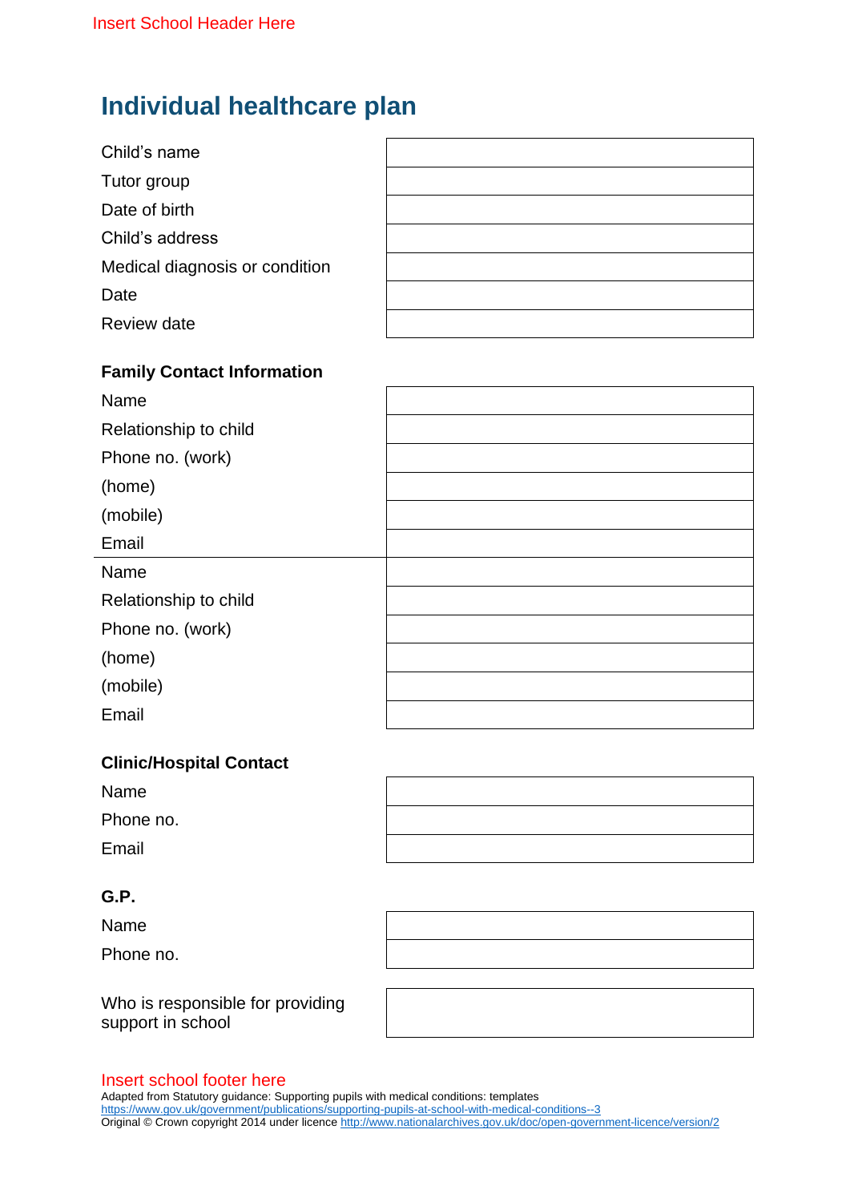Insert School Header Here

# Individual healthcare plan

| | |
|---|---|
| Child's name | |
| Tutor group | |
| Date of birth | |
| Child's address | |
| Medical diagnosis or condition | |
| Date | |
| Review date | |

**Family Contact Information**

| | |
|---|---|
| Name | |
| Relationship to child | |
| Phone no. (work) | |
| (home) | |
| (mobile) | |
| Email | |
| Name | |
| Relationship to child | |
| Phone no. (work) | |
| (home) | |
| (mobile) | |
| Email | |

**Clinic/Hospital Contact**

| | |
|---|---|
| Name | |
| Phone no. | |
| Email | |

**G.P.**

| | |
|---|---|
| Name | |
| Phone no. | |

| | |
|---|---|
| Who is responsible for providing support in school | |

Insert school footer here

Adapted from Statutory guidance: Supporting pupils with medical conditions: templates
https://www.gov.uk/government/publications/supporting-pupils-at-school-with-medical-conditions--3
Original © Crown copyright 2014 under licence http://www.nationalarchives.gov.uk/doc/open-government-licence/version/2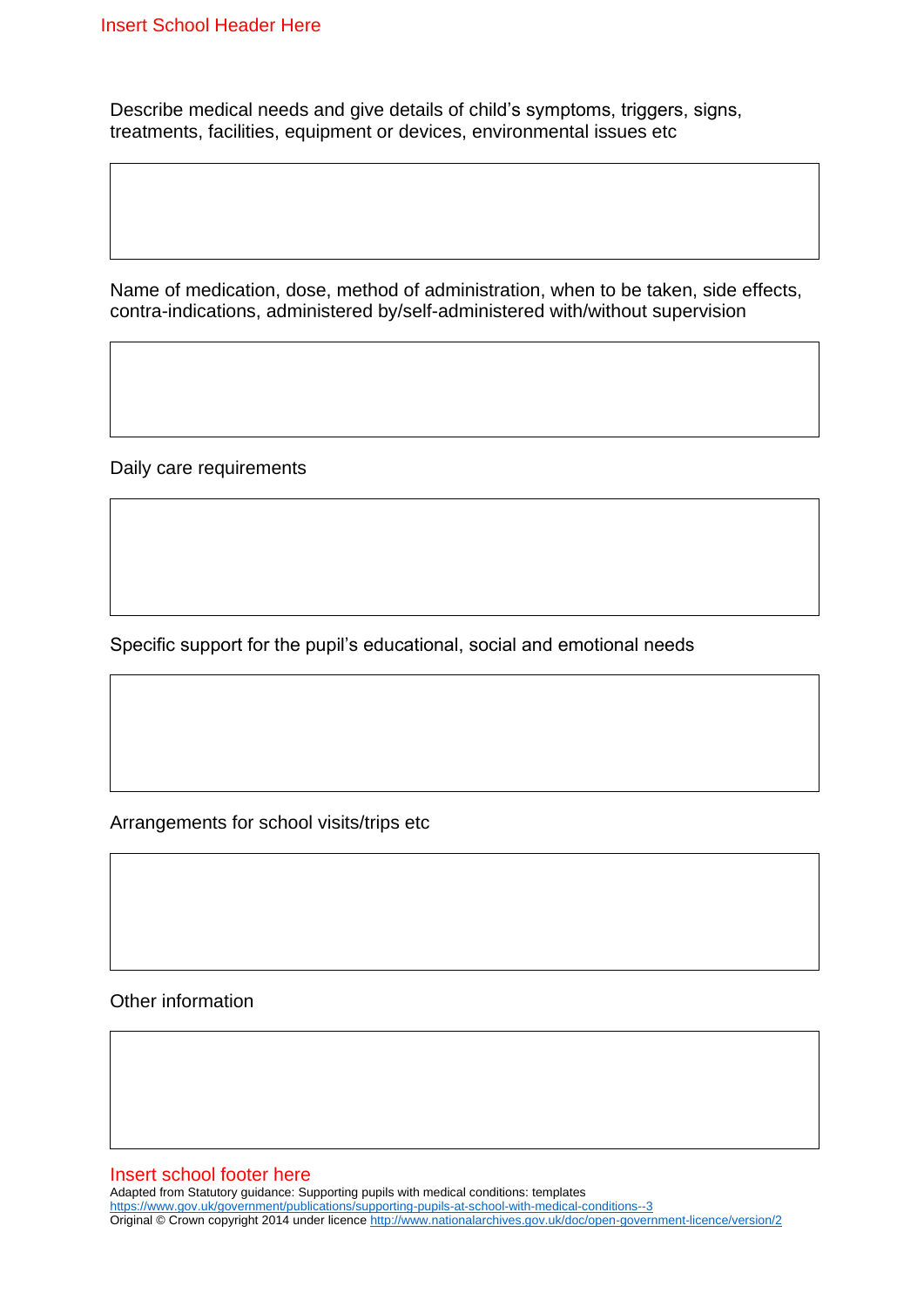Describe medical needs and give details of child's symptoms, triggers, signs, treatments, facilities, equipment or devices, environmental issues etc

|   |
|---|
|   |

Name of medication, dose, method of administration, when to be taken, side effects, contra-indications, administered by/self-administered with/without supervision

|   |
|---|
|   |

Daily care requirements

|   |
|---|
|   |

Specific support for the pupil's educational, social and emotional needs

|   |
|---|
|   |

Arrangements for school visits/trips etc

|   |
|---|
|   |

Other information

|   |
|---|
|   |

Adapted from Statutory guidance: Supporting pupils with medical conditions: templates
https://www.gov.uk/government/publications/supporting-pupils-at-school-with-medical-conditions--3
Original © Crown copyright 2014 under licence http://www.nationalarchives.gov.uk/doc/open-government-licence/version/2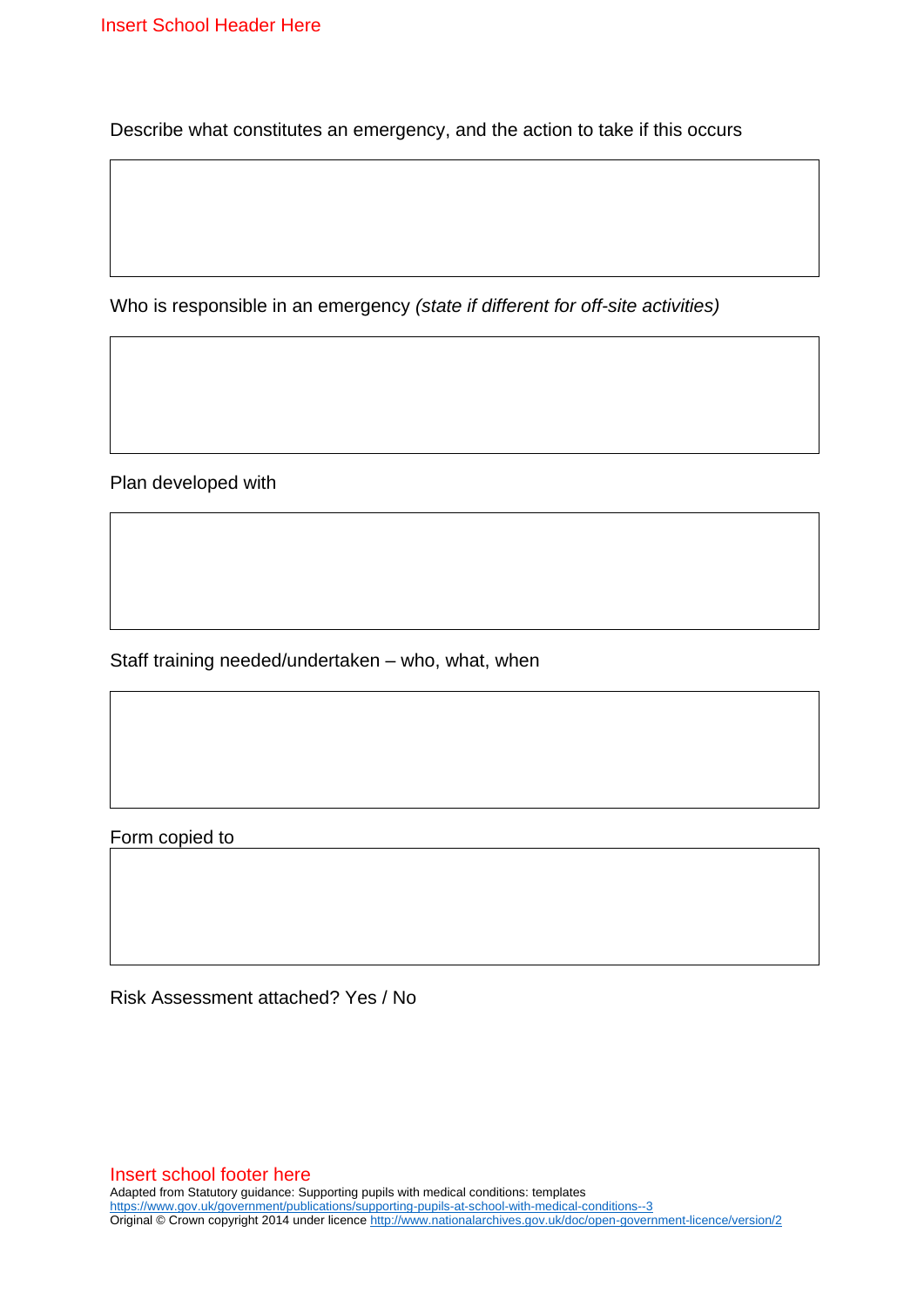Describe what constitutes an emergency, and the action to take if this occurs

| |
|---|
| |

Who is responsible in an emergency *(state if different for off-site activities)*

| |
|---|
| |

Plan developed with

| |
|---|
| |

Staff training needed/undertaken – who, what, when

| |
|---|
| |

Form copied to

| |
|---|
| |

Risk Assessment attached? Yes / No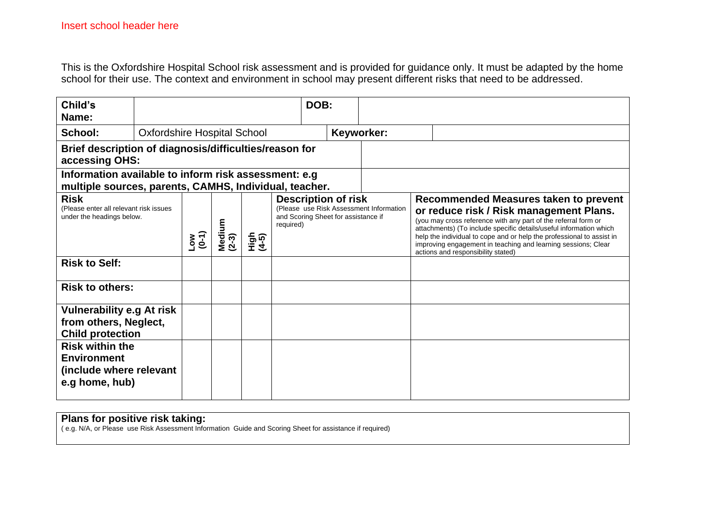Insert school header here

This is the Oxfordshire Hospital School risk assessment and is provided for guidance only. It must be adapted by the home school for their use. The context and environment in school may present different risks that need to be addressed.

| **Child's Name:** | | **DOB:** | |
|---|---|---|---|
| **School:** | Oxfordshire Hospital School | **Keyworker:** | |
| **Brief description of diagnosis/difficulties/reason for accessing OHS:** | | | |
| **Information available to inform risk assessment: e.g multiple sources, parents, CAMHS, Individual, teacher.** | | | |

| **Risk** (Please enter all relevant risk issues under the headings below. | **Low (0-1)** | **Medium (2-3)** | **High (4-5)** | **Description of risk** (Please use Risk Assessment Information and Scoring Sheet for assistance if required) | **Recommended Measures taken to prevent or reduce risk / Risk management Plans.** (you may cross reference with any part of the referral form or attachments) (To include specific details/useful information which help the individual to cope and or help the professional to assist in improving engagement in teaching and learning sessions; Clear actions and responsibility stated) |
|---|---|---|---|---|---|
| **Risk to Self:** | | | | | |
| **Risk to others:** | | | | | |
| **Vulnerability e.g At risk from others, Neglect, Child protection** | | | | | |
| **Risk within the Environment (include where relevant e.g home, hub)** | | | | | |

**Plans for positive risk taking:**
( e.g. N/A, or Please use Risk Assessment Information Guide and Scoring Sheet for assistance if required)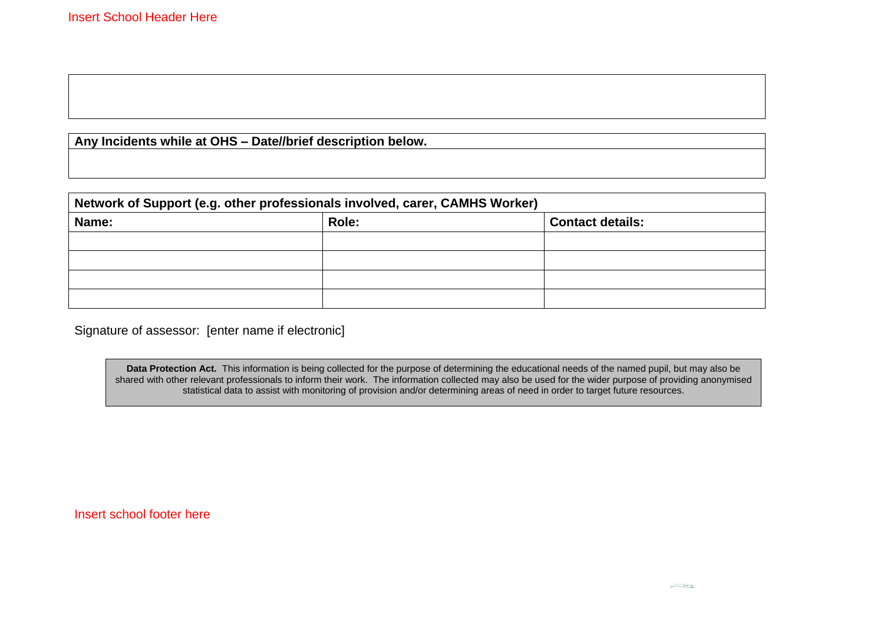Insert School Header Here

| |
|---|
| |

| **Any Incidents while at OHS – Date//brief description below.** |
|---|
| |

| **Network of Support (e.g. other professionals involved, carer, CAMHS Worker)** | | |
|---|---|---|
| **Name:** | **Role:** | **Contact details:** |
| | | |
| | | |
| | | |
| | | |

Signature of assessor: [enter name if electronic]

**Data Protection Act.** This information is being collected for the purpose of determining the educational needs of the named pupil, but may also be shared with other relevant professionals to inform their work. The information collected may also be used for the wider purpose of providing anonymised statistical data to assist with monitoring of provision and/or determining areas of need in order to target future resources.

Insert school footer here